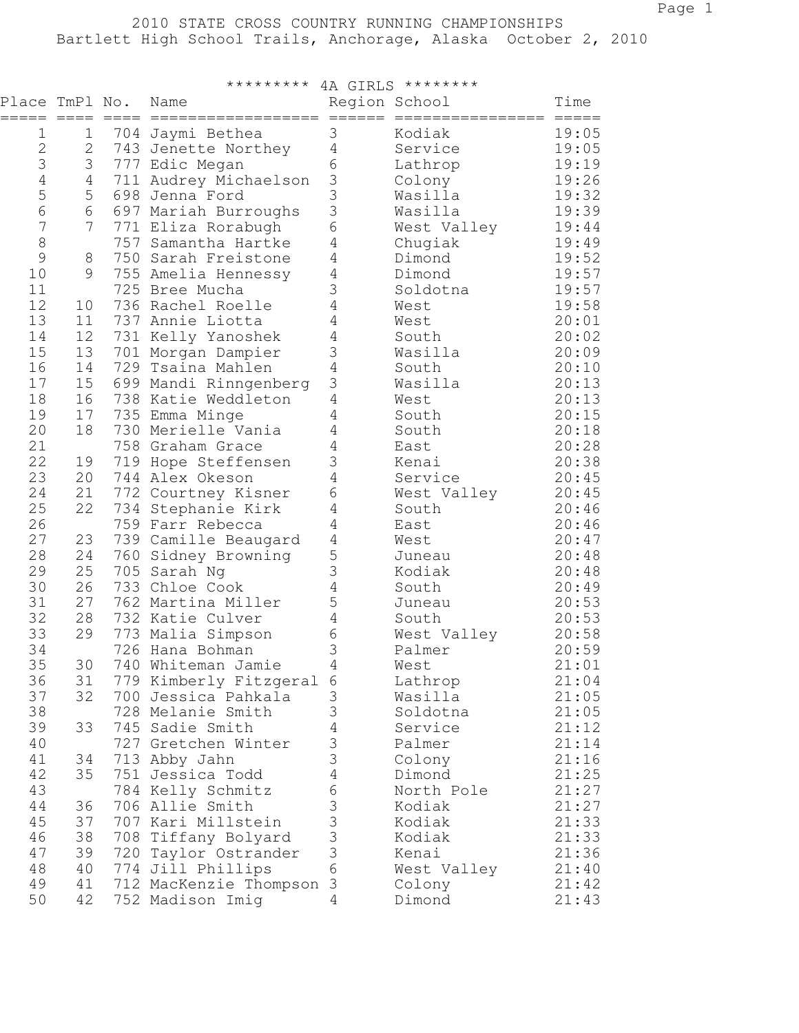# 2010 STATE CROSS COUNTRY RUNNING CHAMPIONSHIPS

Bartlett High School Trails, Anchorage, Alaska October 2, 2010

## ********* 4A GIRLS ********

| Place | TmPl | No. | Name | Region | School | Time |
|---|---|---|---|---|---|---|
| 1 | 1 | 704 | Jaymi Bethea | 3 | Kodiak | 19:05 |
| 2 | 2 | 743 | Jenette Northey | 4 | Service | 19:05 |
| 3 | 3 | 777 | Edic Megan | 6 | Lathrop | 19:19 |
| 4 | 4 | 711 | Audrey Michaelson | 3 | Colony | 19:26 |
| 5 | 5 | 698 | Jenna Ford | 3 | Wasilla | 19:32 |
| 6 | 6 | 697 | Mariah Burroughs | 3 | Wasilla | 19:39 |
| 7 | 7 | 771 | Eliza Rorabugh | 6 | West Valley | 19:44 |
| 8 | | 757 | Samantha Hartke | 4 | Chugiak | 19:49 |
| 9 | 8 | 750 | Sarah Freistone | 4 | Dimond | 19:52 |
| 10 | 9 | 755 | Amelia Hennessy | 4 | Dimond | 19:57 |
| 11 | | 725 | Bree Mucha | 3 | Soldotna | 19:57 |
| 12 | 10 | 736 | Rachel Roelle | 4 | West | 19:58 |
| 13 | 11 | 737 | Annie Liotta | 4 | West | 20:01 |
| 14 | 12 | 731 | Kelly Yanoshek | 4 | South | 20:02 |
| 15 | 13 | 701 | Morgan Dampier | 3 | Wasilla | 20:09 |
| 16 | 14 | 729 | Tsaina Mahlen | 4 | South | 20:10 |
| 17 | 15 | 699 | Mandi Rinngenberg | 3 | Wasilla | 20:13 |
| 18 | 16 | 738 | Katie Weddleton | 4 | West | 20:13 |
| 19 | 17 | 735 | Emma Minge | 4 | South | 20:15 |
| 20 | 18 | 730 | Merielle Vania | 4 | South | 20:18 |
| 21 | | 758 | Graham Grace | 4 | East | 20:28 |
| 22 | 19 | 719 | Hope Steffensen | 3 | Kenai | 20:38 |
| 23 | 20 | 744 | Alex Okeson | 4 | Service | 20:45 |
| 24 | 21 | 772 | Courtney Kisner | 6 | West Valley | 20:45 |
| 25 | 22 | 734 | Stephanie Kirk | 4 | South | 20:46 |
| 26 | | 759 | Farr Rebecca | 4 | East | 20:46 |
| 27 | 23 | 739 | Camille Beaugard | 4 | West | 20:47 |
| 28 | 24 | 760 | Sidney Browning | 5 | Juneau | 20:48 |
| 29 | 25 | 705 | Sarah Ng | 3 | Kodiak | 20:48 |
| 30 | 26 | 733 | Chloe Cook | 4 | South | 20:49 |
| 31 | 27 | 762 | Martina Miller | 5 | Juneau | 20:53 |
| 32 | 28 | 732 | Katie Culver | 4 | South | 20:53 |
| 33 | 29 | 773 | Malia Simpson | 6 | West Valley | 20:58 |
| 34 | | 726 | Hana Bohman | 3 | Palmer | 20:59 |
| 35 | 30 | 740 | Whiteman Jamie | 4 | West | 21:01 |
| 36 | 31 | 779 | Kimberly Fitzgeral | 6 | Lathrop | 21:04 |
| 37 | 32 | 700 | Jessica Pahkala | 3 | Wasilla | 21:05 |
| 38 | | 728 | Melanie Smith | 3 | Soldotna | 21:05 |
| 39 | 33 | 745 | Sadie Smith | 4 | Service | 21:12 |
| 40 | | 727 | Gretchen Winter | 3 | Palmer | 21:14 |
| 41 | 34 | 713 | Abby Jahn | 3 | Colony | 21:16 |
| 42 | 35 | 751 | Jessica Todd | 4 | Dimond | 21:25 |
| 43 | | 784 | Kelly Schmitz | 6 | North Pole | 21:27 |
| 44 | 36 | 706 | Allie Smith | 3 | Kodiak | 21:27 |
| 45 | 37 | 707 | Kari Millstein | 3 | Kodiak | 21:33 |
| 46 | 38 | 708 | Tiffany Bolyard | 3 | Kodiak | 21:33 |
| 47 | 39 | 720 | Taylor Ostrander | 3 | Kenai | 21:36 |
| 48 | 40 | 774 | Jill Phillips | 6 | West Valley | 21:40 |
| 49 | 41 | 712 | MacKenzie Thompson | 3 | Colony | 21:42 |
| 50 | 42 | 752 | Madison Imig | 4 | Dimond | 21:43 |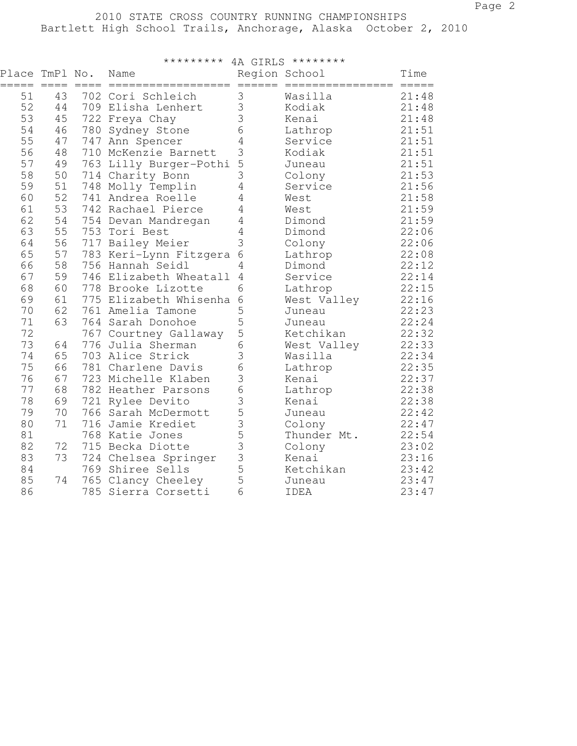# 2010 STATE CROSS COUNTRY RUNNING CHAMPIONSHIPS
Bartlett High School Trails, Anchorage, Alaska October 2, 2010

********* 4A GIRLS ********

| Place | TmPl | No. | Name | Region | School | Time |
|---|---|---|---|---|---|---|
| 51 | 43 | 702 | Cori Schleich | 3 | Wasilla | 21:48 |
| 52 | 44 | 709 | Elisha Lenhert | 3 | Kodiak | 21:48 |
| 53 | 45 | 722 | Freya Chay | 3 | Kenai | 21:48 |
| 54 | 46 | 780 | Sydney Stone | 6 | Lathrop | 21:51 |
| 55 | 47 | 747 | Ann Spencer | 4 | Service | 21:51 |
| 56 | 48 | 710 | McKenzie Barnett | 3 | Kodiak | 21:51 |
| 57 | 49 | 763 | Lilly Burger-Pothi | 5 | Juneau | 21:51 |
| 58 | 50 | 714 | Charity Bonn | 3 | Colony | 21:53 |
| 59 | 51 | 748 | Molly Templin | 4 | Service | 21:56 |
| 60 | 52 | 741 | Andrea Roelle | 4 | West | 21:58 |
| 61 | 53 | 742 | Rachael Pierce | 4 | West | 21:59 |
| 62 | 54 | 754 | Devan Mandregan | 4 | Dimond | 21:59 |
| 63 | 55 | 753 | Tori Best | 4 | Dimond | 22:06 |
| 64 | 56 | 717 | Bailey Meier | 3 | Colony | 22:06 |
| 65 | 57 | 783 | Keri-Lynn Fitzgera | 6 | Lathrop | 22:08 |
| 66 | 58 | 756 | Hannah Seidl | 4 | Dimond | 22:12 |
| 67 | 59 | 746 | Elizabeth Wheatall | 4 | Service | 22:14 |
| 68 | 60 | 778 | Brooke Lizotte | 6 | Lathrop | 22:15 |
| 69 | 61 | 775 | Elizabeth Whisenha | 6 | West Valley | 22:16 |
| 70 | 62 | 761 | Amelia Tamone | 5 | Juneau | 22:23 |
| 71 | 63 | 764 | Sarah Donohoe | 5 | Juneau | 22:24 |
| 72 | | 767 | Courtney Gallaway | 5 | Ketchikan | 22:32 |
| 73 | 64 | 776 | Julia Sherman | 6 | West Valley | 22:33 |
| 74 | 65 | 703 | Alice Strick | 3 | Wasilla | 22:34 |
| 75 | 66 | 781 | Charlene Davis | 6 | Lathrop | 22:35 |
| 76 | 67 | 723 | Michelle Klaben | 3 | Kenai | 22:37 |
| 77 | 68 | 782 | Heather Parsons | 6 | Lathrop | 22:38 |
| 78 | 69 | 721 | Rylee Devito | 3 | Kenai | 22:38 |
| 79 | 70 | 766 | Sarah McDermott | 5 | Juneau | 22:42 |
| 80 | 71 | 716 | Jamie Krediet | 3 | Colony | 22:47 |
| 81 | | 768 | Katie Jones | 5 | Thunder Mt. | 22:54 |
| 82 | 72 | 715 | Becka Diotte | 3 | Colony | 23:02 |
| 83 | 73 | 724 | Chelsea Springer | 3 | Kenai | 23:16 |
| 84 | | 769 | Shiree Sells | 5 | Ketchikan | 23:42 |
| 85 | 74 | 765 | Clancy Cheeley | 5 | Juneau | 23:47 |
| 86 | | 785 | Sierra Corsetti | 6 | IDEA | 23:47 |